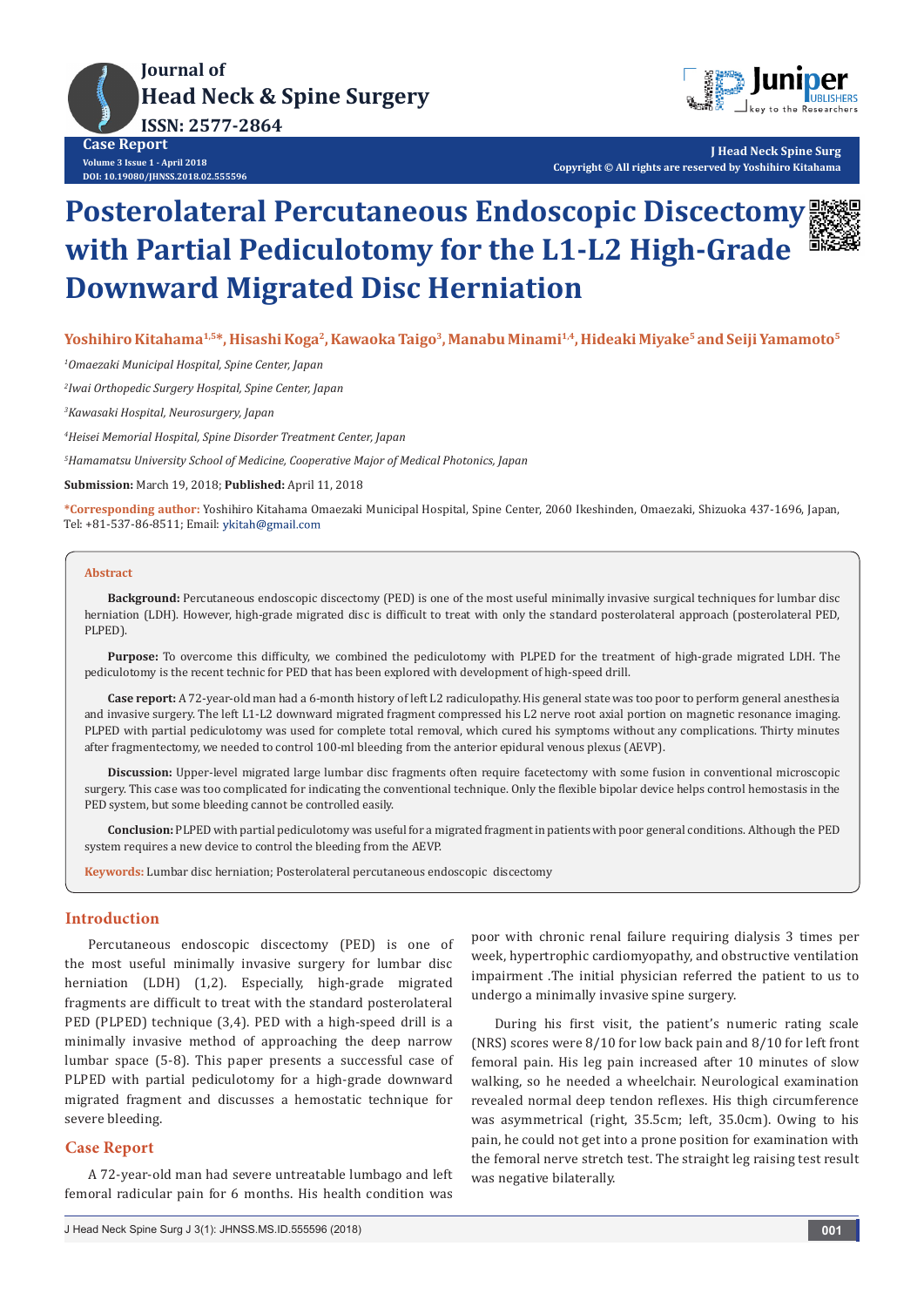Case Report
Volume 3 Issue 1 - April 2018
DOI: 10.19080/JHNSS.2018.02.555596

J Head Neck Spine Surg
Copyright © All rights are reserved by Yoshihiro Kitahama

# Posterolateral Percutaneous Endoscopic Discectomy with Partial Pediculotomy for the L1-L2 High-Grade Downward Migrated Disc Herniation

**Yoshihiro Kitahama[1,5]*, Hisashi Koga[2], Kawaoka Taigo[3], Manabu Minami[1,4], Hideaki Miyake[5] and Seiji Yamamoto[5]**

[1]*Omaezaki Municipal Hospital, Spine Center, Japan*

[2]*Iwai Orthopedic Surgery Hospital, Spine Center, Japan*

[3]*Kawasaki Hospital, Neurosurgery, Japan*

[4]*Heisei Memorial Hospital, Spine Disorder Treatment Center, Japan*

[5]*Hamamatsu University School of Medicine, Cooperative Major of Medical Photonics, Japan*

**Submission:** March 19, 2018; **Published:** April 11, 2018

**\*Corresponding author:** Yoshihiro Kitahama Omaezaki Municipal Hospital, Spine Center, 2060 Ikeshinden, Omaezaki, Shizuoka 437-1696, Japan, Tel: +81-537-86-8511; Email: ykitah@gmail.com

## Abstract

**Background:** Percutaneous endoscopic discectomy (PED) is one of the most useful minimally invasive surgical techniques for lumbar disc herniation (LDH). However, high-grade migrated disc is difficult to treat with only the standard posterolateral approach (posterolateral PED, PLPED).

**Purpose:** To overcome this difficulty, we combined the pediculotomy with PLPED for the treatment of high-grade migrated LDH. The pediculotomy is the recent technic for PED that has been explored with development of high-speed drill.

**Case report:** A 72-year-old man had a 6-month history of left L2 radiculopathy. His general state was too poor to perform general anesthesia and invasive surgery. The left L1-L2 downward migrated fragment compressed his L2 nerve root axial portion on magnetic resonance imaging. PLPED with partial pediculotomy was used for complete total removal, which cured his symptoms without any complications. Thirty minutes after fragmentectomy, we needed to control 100-ml bleeding from the anterior epidural venous plexus (AEVP).

**Discussion:** Upper-level migrated large lumbar disc fragments often require facetectomy with some fusion in conventional microscopic surgery. This case was too complicated for indicating the conventional technique. Only the flexible bipolar device helps control hemostasis in the PED system, but some bleeding cannot be controlled easily.

**Conclusion:** PLPED with partial pediculotomy was useful for a migrated fragment in patients with poor general conditions. Although the PED system requires a new device to control the bleeding from the AEVP.

**Keywords:** Lumbar disc herniation; Posterolateral percutaneous endoscopic discectomy

## Introduction

Percutaneous endoscopic discectomy (PED) is one of the most useful minimally invasive surgery for lumbar disc herniation (LDH) (1,2). Especially, high-grade migrated fragments are difficult to treat with the standard posterolateral PED (PLPED) technique (3,4). PED with a high-speed drill is a minimally invasive method of approaching the deep narrow lumbar space (5-8). This paper presents a successful case of PLPED with partial pediculotomy for a high-grade downward migrated fragment and discusses a hemostatic technique for severe bleeding.

## Case Report

A 72-year-old man had severe untreatable lumbago and left femoral radicular pain for 6 months. His health condition was poor with chronic renal failure requiring dialysis 3 times per week, hypertrophic cardiomyopathy, and obstructive ventilation impairment .The initial physician referred the patient to us to undergo a minimally invasive spine surgery.

During his first visit, the patient's numeric rating scale (NRS) scores were 8/10 for low back pain and 8/10 for left front femoral pain. His leg pain increased after 10 minutes of slow walking, so he needed a wheelchair. Neurological examination revealed normal deep tendon reflexes. His thigh circumference was asymmetrical (right, 35.5cm; left, 35.0cm). Owing to his pain, he could not get into a prone position for examination with the femoral nerve stretch test. The straight leg raising test result was negative bilaterally.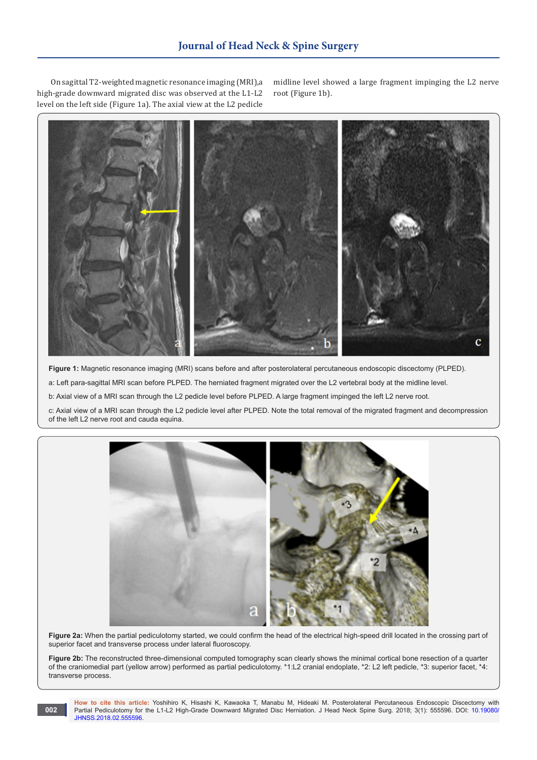On sagittal T2-weighted magnetic resonance imaging (MRI),a high-grade downward migrated disc was observed at the L1-L2 level on the left side (Figure 1a). The axial view at the L2 pedicle midline level showed a large fragment impinging the L2 nerve root (Figure 1b).

**Figure 1:** Magnetic resonance imaging (MRI) scans before and after posterolateral percutaneous endoscopic discectomy (PLPED).

a: Left para-sagittal MRI scan before PLPED. The herniated fragment migrated over the L2 vertebral body at the midline level.

b: Axial view of a MRI scan through the L2 pedicle level before PLPED. A large fragment impinged the left L2 nerve root.

c: Axial view of a MRI scan through the L2 pedicle level after PLPED. Note the total removal of the migrated fragment and decompression of the left L2 nerve root and cauda equina.

**Figure 2a:** When the partial pediculotomy started, we could confirm the head of the electrical high-speed drill located in the crossing part of superior facet and transverse process under lateral fluoroscopy.

**Figure 2b:** The reconstructed three-dimensional computed tomography scan clearly shows the minimal cortical bone resection of a quarter of the craniomedial part (yellow arrow) performed as partial pediculotomy. *1:L2 cranial endoplate, *2: L2 left pedicle, *3: superior facet, *4: transverse process.

**How to cite this article:** Yoshihiro K, Hisashi K, Kawaoka T, Manabu M, Hideaki M. Posterolateral Percutaneous Endoscopic Discectomy with Partial Pediculotomy for the L1-L2 High-Grade Downward Migrated Disc Herniation. J Head Neck Spine Surg. 2018; 3(1): 555596. DOI: 10.19080/JHNSS.2018.02.555596.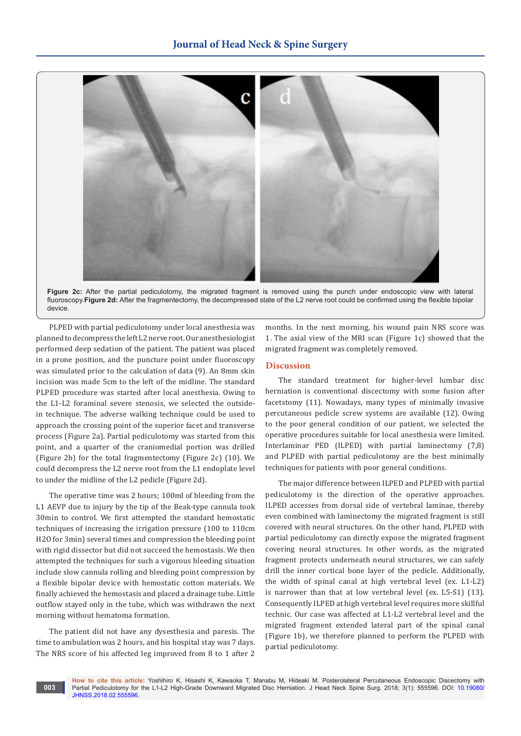**Figure 2c:** After the partial pediculotomy, the migrated fragment is removed using the punch under endoscopic view with lateral fluoroscopy.**Figure 2d:** After the fragmentectomy, the decompressed state of the L2 nerve root could be confirmed using the flexible bipolar device.

PLPED with partial pediculotomy under local anesthesia was planned to decompress the left L2 nerve root. Our anesthesiologist performed deep sedation of the patient. The patient was placed in a prone position, and the puncture point under fluoroscopy was simulated prior to the calculation of data (9). An 8mm skin incision was made 5cm to the left of the midline. The standard PLPED procedure was started after local anesthesia. Owing to the L1-L2 foraminal severe stenosis, we selected the outside-in technique. The adverse walking technique could be used to approach the crossing point of the superior facet and transverse process (Figure 2a). Partial pediculotomy was started from this point, and a quarter of the craniomedial portion was drilled (Figure 2b) for the total fragmentectomy (Figure 2c) (10). We could decompress the L2 nerve root from the L1 endoplate level to under the midline of the L2 pedicle (Figure 2d).

The operative time was 2 hours; 100ml of bleeding from the L1 AEVP due to injury by the tip of the Beak-type cannula took 30min to control. We first attempted the standard hemostatic techniques of increasing the irrigation pressure (100 to 110cm H2O for 3min) several times and compression the bleeding point with rigid dissector but did not succeed the hemostasis. We then attempted the techniques for such a vigorous bleeding situation include slow cannula rolling and bleeding point compression by a flexible bipolar device with hemostatic cotton materials. We finally achieved the hemostasis and placed a drainage tube. Little outflow stayed only in the tube, which was withdrawn the next morning without hematoma formation.

The patient did not have any dysesthesia and paresis. The time to ambulation was 2 hours, and his hospital stay was 7 days. The NRS score of his affected leg improved from 8 to 1 after 2 months. In the next morning, his wound pain NRS score was 1. The axial view of the MRI scan (Figure 1c) showed that the migrated fragment was completely removed.

## Discussion

The standard treatment for higher-level lumbar disc herniation is conventional discectomy with some fusion after facetstomy (11). Nowadays, many types of minimally invasive percutaneous pedicle screw systems are available (12). Owing to the poor general condition of our patient, we selected the operative procedures suitable for local anesthesia were limited. Interlaminar PED (ILPED) with partial laminectomy (7,8) and PLPED with partial pediculotomy are the best minimally techniques for patients with poor general conditions.

The major difference between ILPED and PLPED with partial pediculotomy is the direction of the operative approaches. ILPED accesses from dorsal side of vertebral laminae, thereby even combined with laminectomy the migrated fragment is still covered with neural structures. On the other hand, PLPED with partial pediculotomy can directly expose the migrated fragment covering neural structures. In other words, as the migrated fragment protects underneath neural structures, we can safely drill the inner cortical bone layer of the pedicle. Additionally, the width of spinal canal at high vertebral level (ex. L1-L2) is narrower than that at low vertebral level (ex. L5-S1) (13). Consequently ILPED at high vertebral level requires more skillful technic. Our case was affected at L1-L2 vertebral level and the migrated fragment extended lateral part of the spinal canal (Figure 1b), we therefore planned to perform the PLPED with partial pediculotomy.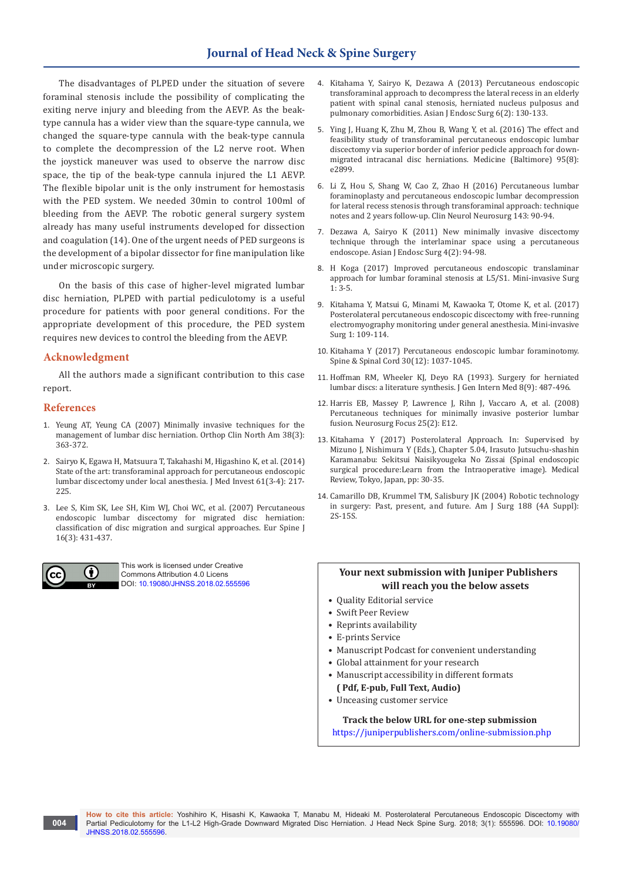The disadvantages of PLPED under the situation of severe foraminal stenosis include the possibility of complicating the exiting nerve injury and bleeding from the AEVP. As the beak-type cannula has a wider view than the square-type cannula, we changed the square-type cannula with the beak-type cannula to complete the decompression of the L2 nerve root. When the joystick maneuver was used to observe the narrow disc space, the tip of the beak-type cannula injured the L1 AEVP. The flexible bipolar unit is the only instrument for hemostasis with the PED system. We needed 30min to control 100ml of bleeding from the AEVP. The robotic general surgery system already has many useful instruments developed for dissection and coagulation (14). One of the urgent needs of PED surgeons is the development of a bipolar dissector for fine manipulation like under microscopic surgery.

On the basis of this case of higher-level migrated lumbar disc herniation, PLPED with partial pediculotomy is a useful procedure for patients with poor general conditions. For the appropriate development of this procedure, the PED system requires new devices to control the bleeding from the AEVP.

## Acknowledgment

All the authors made a significant contribution to this case report.

## References

1. Yeung AT, Yeung CA (2007) Minimally invasive techniques for the management of lumbar disc herniation. Orthop Clin North Am 38(3): 363-372.
2. Sairyo K, Egawa H, Matsuura T, Takahashi M, Higashino K, et al. (2014) State of the art: transforaminal approach for percutaneous endoscopic lumbar discectomy under local anesthesia. J Med Invest 61(3-4): 217-225.
3. Lee S, Kim SK, Lee SH, Kim WJ, Choi WC, et al. (2007) Percutaneous endoscopic lumbar discectomy for migrated disc herniation: classification of disc migration and surgical approaches. Eur Spine J 16(3): 431-437.
4. Kitahama Y, Sairyo K, Dezawa A (2013) Percutaneous endoscopic transforaminal approach to decompress the lateral recess in an elderly patient with spinal canal stenosis, herniated nucleus pulposus and pulmonary comorbidities. Asian J Endosc Surg 6(2): 130-133.
5. Ying J, Huang K, Zhu M, Zhou B, Wang Y, et al. (2016) The effect and feasibility study of transforaminal percutaneous endoscopic lumbar discectomy via superior border of inferior pedicle approach for down-migrated intracanal disc herniations. Medicine (Baltimore) 95(8): e2899.
6. Li Z, Hou S, Shang W, Cao Z, Zhao H (2016) Percutaneous lumbar foraminoplasty and percutaneous endoscopic lumbar decompression for lateral recess stenosis through transforaminal approach: technique notes and 2 years follow-up. Clin Neurol Neurosurg 143: 90-94.
7. Dezawa A, Sairyo K (2011) New minimally invasive discectomy technique through the interlaminar space using a percutaneous endoscope. Asian J Endosc Surg 4(2): 94-98.
8. H Koga (2017) Improved percutaneous endoscopic translaminar approach for lumbar foraminal stenosis at L5/S1. Mini-invasive Surg 1: 3-5.
9. Kitahama Y, Matsui G, Minami M, Kawaoka T, Otome K, et al. (2017) Posterolateral percutaneous endoscopic discectomy with free-running electromyography monitoring under general anesthesia. Mini-invasive Surg 1: 109-114.
10. Kitahama Y (2017) Percutaneous endoscopic lumbar foraminotomy. Spine & Spinal Cord 30(12): 1037-1045.
11. Hoffman RM, Wheeler KJ, Deyo RA (1993). Surgery for herniated lumbar discs: a literature synthesis. J Gen Intern Med 8(9): 487-496.
12. Harris EB, Massey P, Lawrence J, Rihn J, Vaccaro A, et al. (2008) Percutaneous techniques for minimally invasive posterior lumbar fusion. Neurosurg Focus 25(2): E12.
13. Kitahama Y (2017) Posterolateral Approach. In: Supervised by Mizuno J, Nishimura Y (Eds.), Chapter 5.04, Irasuto Jutsuchu-shashin Karamanabu: Sekitsui Naisikyougeka No Zissai (Spinal endoscopic surgical procedure:Learn from the Intraoperative image). Medical Review, Tokyo, Japan, pp: 30-35.
14. Camarillo DB, Krummel TM, Salisbury JK (2004) Robotic technology in surgery: Past, present, and future. Am J Surg 188 (4A Suppl): 2S-15S.

This work is licensed under Creative Commons Attribution 4.0 Licens
DOI: 10.19080/JHNSS.2018.02.555596

**Your next submission with Juniper Publishers will reach you the below assets**

- Quality Editorial service
- Swift Peer Review
- Reprints availability
- E-prints Service
- Manuscript Podcast for convenient understanding
- Global attainment for your research
- Manuscript accessibility in different formats
  **( Pdf, E-pub, Full Text, Audio)**
- Unceasing customer service

**Track the below URL for one-step submission**
https://juniperpublishers.com/online-submission.php

**How to cite this article:** Yoshihiro K, Hisashi K, Kawaoka T, Manabu M, Hideaki M. Posterolateral Percutaneous Endoscopic Discectomy with Partial Pediculotomy for the L1-L2 High-Grade Downward Migrated Disc Herniation. J Head Neck Spine Surg. 2018; 3(1): 555596. DOI: 10.19080/JHNSS.2018.02.555596.